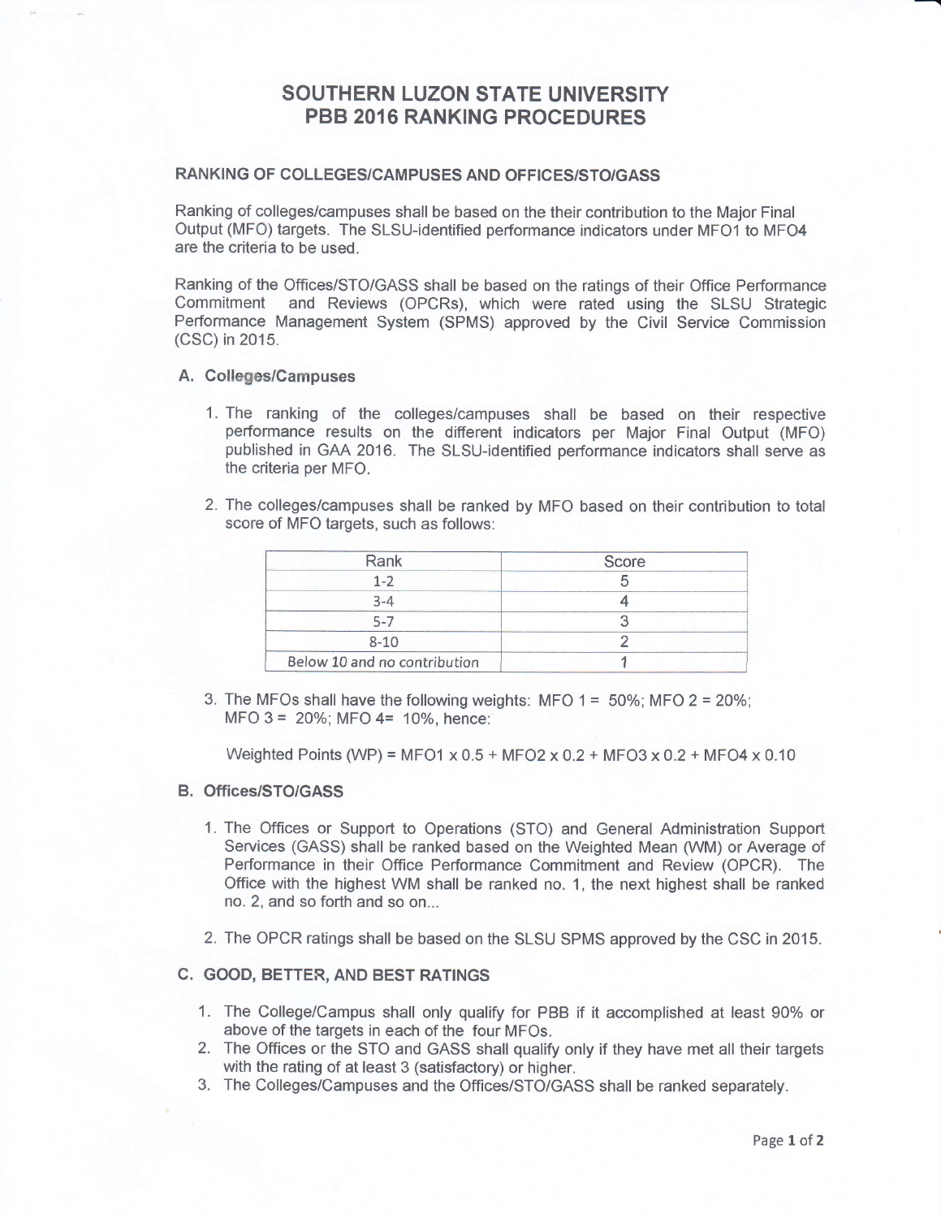# SOUTHERN LUZON STATE UNIVERSITY
# PBB 2016 RANKING PROCEDURES

## RANKING OF COLLEGES/CAMPUSES AND OFFICES/STO/GASS

Ranking of colleges/campuses shall be based on the their contribution to the Major Final Output (MFO) targets. The SLSU-identified performance indicators under MFO1 to MFO4 are the criteria to be used.

Ranking of the Offices/STO/GASS shall be based on the ratings of their Office Performance Commitment and Reviews (OPCRs), which were rated using the SLSU Strategic Performance Management System (SPMS) approved by the Civil Service Commission (CSC) in 2015.

### A. Colleges/Campuses

1. The ranking of the colleges/campuses shall be based on their respective performance results on the different indicators per Major Final Output (MFO) published in GAA 2016. The SLSU-identified performance indicators shall serve as the criteria per MFO.

2. The colleges/campuses shall be ranked by MFO based on their contribution to total score of MFO targets, such as follows:

| Rank | Score |
|---|---|
| 1-2 | 5 |
| 3-4 | 4 |
| 5-7 | 3 |
| 8-10 | 2 |
| Below 10 and no contribution | 1 |

3. The MFOs shall have the following weights: MFO 1 = 50%; MFO 2 = 20%; MFO 3 = 20%; MFO 4= 10%, hence:

   Weighted Points (WP) = MFO1 x 0.5 + MFO2 x 0.2 + MFO3 x 0.2 + MFO4 x 0.10

### B. Offices/STO/GASS

1. The Offices or Support to Operations (STO) and General Administration Support Services (GASS) shall be ranked based on the Weighted Mean (WM) or Average of Performance in their Office Performance Commitment and Review (OPCR). The Office with the highest WM shall be ranked no. 1, the next highest shall be ranked no. 2, and so forth and so on...

2. The OPCR ratings shall be based on the SLSU SPMS approved by the CSC in 2015.

### C. GOOD, BETTER, AND BEST RATINGS

1. The College/Campus shall only qualify for PBB if it accomplished at least 90% or above of the targets in each of the four MFOs.
2. The Offices or the STO and GASS shall qualify only if they have met all their targets with the rating of at least 3 (satisfactory) or higher.
3. The Colleges/Campuses and the Offices/STO/GASS shall be ranked separately.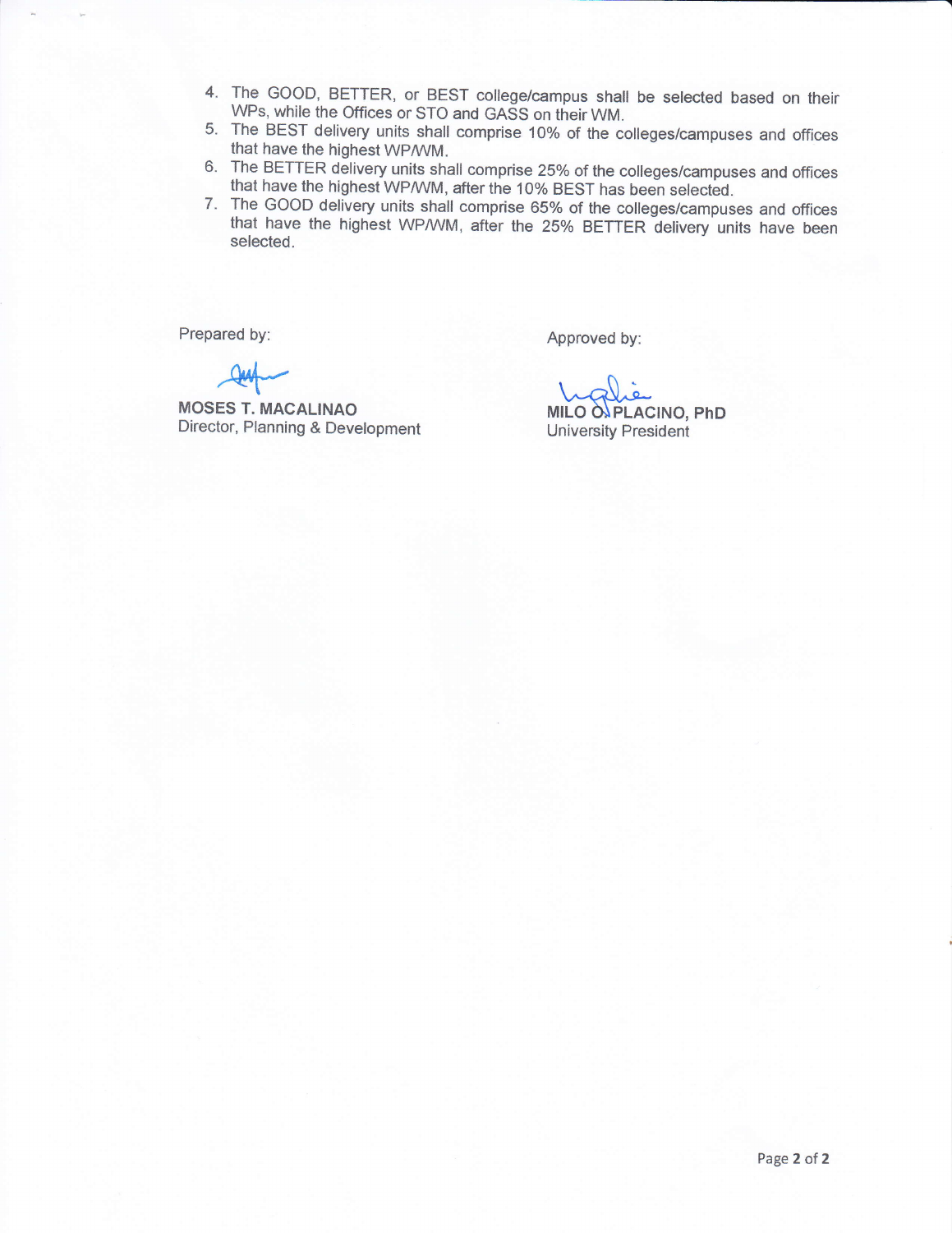4. The GOOD, BETTER, or BEST college/campus shall be selected based on their WPs, while the Offices or STO and GASS on their WM.
5. The BEST delivery units shall comprise 10% of the colleges/campuses and offices that have the highest WP/WM.
6. The BETTER delivery units shall comprise 25% of the colleges/campuses and offices that have the highest WP/WM, after the 10% BEST has been selected.
7. The GOOD delivery units shall comprise 65% of the colleges/campuses and offices that have the highest WP/WM, after the 25% BETTER delivery units have been selected.

Prepared by:

**MOSES T. MACALINAO**
Director, Planning & Development

Approved by:

**MILO O. PLACINO, PhD**
University President